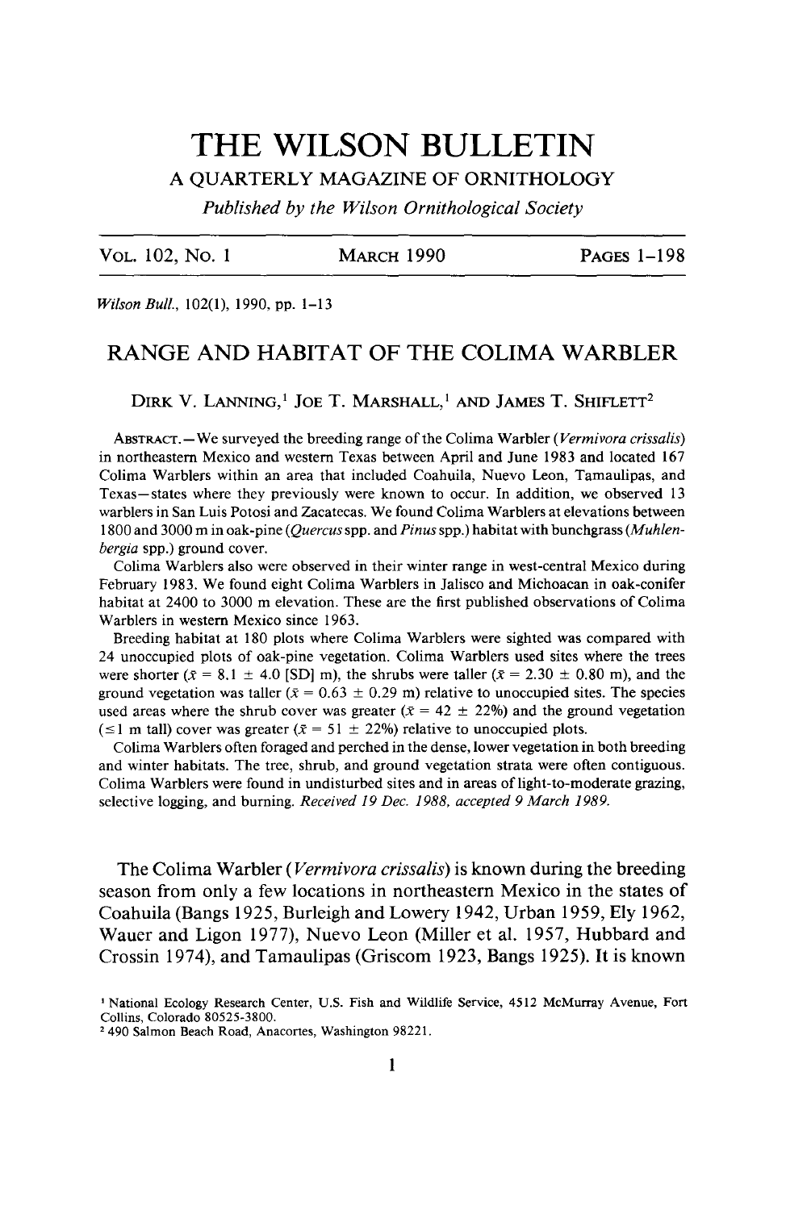# THE WILSON BULLETIN

## A QUARTERLY MAGAZINE OF ORNITHOLOGY

*Published by the Wilson Ornithological Society*

| VOL. 102, No. 1 | MARCH 1990 | PAGES 1–198 |
|---|---|---|

*Wilson Bull.*, 102(1), 1990, pp. 1–13

## RANGE AND HABITAT OF THE COLIMA WARBLER

DIRK V. LANNING,[1] JOE T. MARSHALL,[1] AND JAMES T. SHIFLETT[2]

ABSTRACT.—We surveyed the breeding range of the Colima Warbler (*Vermivora crissalis*) in northeastern Mexico and western Texas between April and June 1983 and located 167 Colima Warblers within an area that included Coahuila, Nuevo Leon, Tamaulipas, and Texas—states where they previously were known to occur. In addition, we observed 13 warblers in San Luis Potosi and Zacatecas. We found Colima Warblers at elevations between 1800 and 3000 m in oak-pine (*Quercus* spp. and *Pinus* spp.) habitat with bunchgrass (*Muhlenbergia* spp.) ground cover.

Colima Warblers also were observed in their winter range in west-central Mexico during February 1983. We found eight Colima Warblers in Jalisco and Michoacan in oak-conifer habitat at 2400 to 3000 m elevation. These are the first published observations of Colima Warblers in western Mexico since 1963.

Breeding habitat at 180 plots where Colima Warblers were sighted was compared with 24 unoccupied plots of oak-pine vegetation. Colima Warblers used sites where the trees were shorter ($\bar{x}$ = 8.1 ± 4.0 [SD] m), the shrubs were taller ($\bar{x}$ = 2.30 ± 0.80 m), and the ground vegetation was taller ($\bar{x}$ = 0.63 ± 0.29 m) relative to unoccupied sites. The species used areas where the shrub cover was greater ($\bar{x}$ = 42 ± 22%) and the ground vegetation (≤1 m tall) cover was greater ($\bar{x}$ = 51 ± 22%) relative to unoccupied plots.

Colima Warblers often foraged and perched in the dense, lower vegetation in both breeding and winter habitats. The tree, shrub, and ground vegetation strata were often contiguous. Colima Warblers were found in undisturbed sites and in areas of light-to-moderate grazing, selective logging, and burning. *Received 19 Dec. 1988, accepted 9 March 1989.*

The Colima Warbler (*Vermivora crissalis*) is known during the breeding season from only a few locations in northeastern Mexico in the states of Coahuila (Bangs 1925, Burleigh and Lowery 1942, Urban 1959, Ely 1962, Wauer and Ligon 1977), Nuevo Leon (Miller et al. 1957, Hubbard and Crossin 1974), and Tamaulipas (Griscom 1923, Bangs 1925). It is known

[1] National Ecology Research Center, U.S. Fish and Wildlife Service, 4512 McMurray Avenue, Fort Collins, Colorado 80525-3800.

[2] 490 Salmon Beach Road, Anacortes, Washington 98221.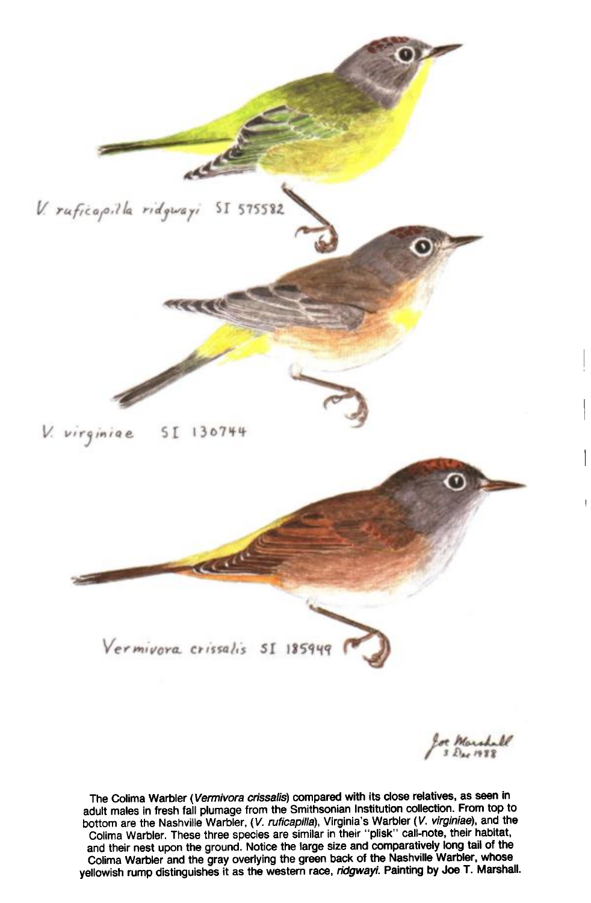V. ruficapilla ridgwayi SI 575582

V. virginiae SI 130744

Vermivora crissalis SI 185949

Joe Marshall
3 Dec 1988

The Colima Warbler (*Vermivora crissalis*) compared with its close relatives, as seen in adult males in fresh fall plumage from the Smithsonian Institution collection. From top to bottom are the Nashville Warbler, (*V. ruficapilla*), Virginia's Warbler (*V. virginiae*), and the Colima Warbler. These three species are similar in their "plisk" call-note, their habitat, and their nest upon the ground. Notice the large size and comparatively long tail of the Colima Warbler and the gray overlying the green back of the Nashville Warbler, whose yellowish rump distinguishes it as the western race, *ridgwayi*. Painting by Joe T. Marshall.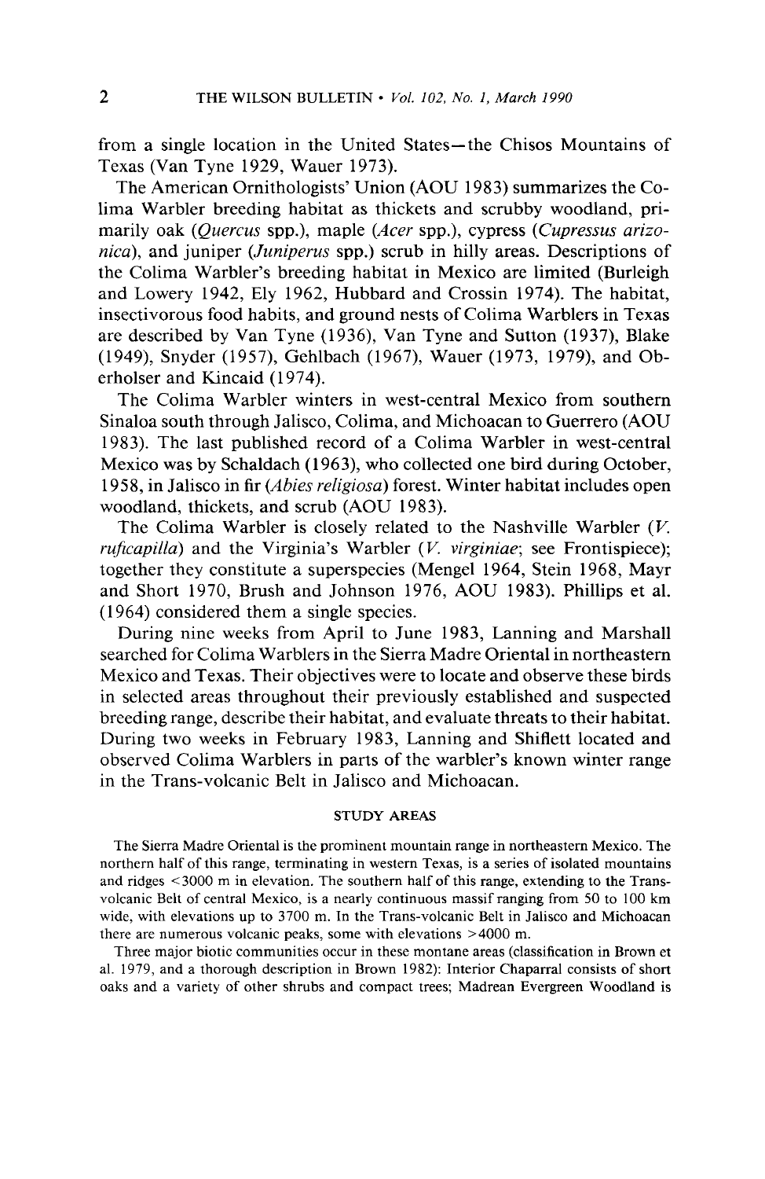from a single location in the United States—the Chisos Mountains of Texas (Van Tyne 1929, Wauer 1973).

The American Ornithologists' Union (AOU 1983) summarizes the Colima Warbler breeding habitat as thickets and scrubby woodland, primarily oak (*Quercus* spp.), maple (*Acer* spp.), cypress (*Cupressus arizonica*), and juniper (*Juniperus* spp.) scrub in hilly areas. Descriptions of the Colima Warbler's breeding habitat in Mexico are limited (Burleigh and Lowery 1942, Ely 1962, Hubbard and Crossin 1974). The habitat, insectivorous food habits, and ground nests of Colima Warblers in Texas are described by Van Tyne (1936), Van Tyne and Sutton (1937), Blake (1949), Snyder (1957), Gehlbach (1967), Wauer (1973, 1979), and Oberholser and Kincaid (1974).

The Colima Warbler winters in west-central Mexico from southern Sinaloa south through Jalisco, Colima, and Michoacan to Guerrero (AOU 1983). The last published record of a Colima Warbler in west-central Mexico was by Schaldach (1963), who collected one bird during October, 1958, in Jalisco in fir (*Abies religiosa*) forest. Winter habitat includes open woodland, thickets, and scrub (AOU 1983).

The Colima Warbler is closely related to the Nashville Warbler (*V. ruficapilla*) and the Virginia's Warbler (*V. virginiae*; see Frontispiece); together they constitute a superspecies (Mengel 1964, Stein 1968, Mayr and Short 1970, Brush and Johnson 1976, AOU 1983). Phillips et al. (1964) considered them a single species.

During nine weeks from April to June 1983, Lanning and Marshall searched for Colima Warblers in the Sierra Madre Oriental in northeastern Mexico and Texas. Their objectives were to locate and observe these birds in selected areas throughout their previously established and suspected breeding range, describe their habitat, and evaluate threats to their habitat. During two weeks in February 1983, Lanning and Shiflett located and observed Colima Warblers in parts of the warbler's known winter range in the Trans-volcanic Belt in Jalisco and Michoacan.

## STUDY AREAS

The Sierra Madre Oriental is the prominent mountain range in northeastern Mexico. The northern half of this range, terminating in western Texas, is a series of isolated mountains and ridges <3000 m in elevation. The southern half of this range, extending to the Trans-volcanic Belt of central Mexico, is a nearly continuous massif ranging from 50 to 100 km wide, with elevations up to 3700 m. In the Trans-volcanic Belt in Jalisco and Michoacan there are numerous volcanic peaks, some with elevations >4000 m.

Three major biotic communities occur in these montane areas (classification in Brown et al. 1979, and a thorough description in Brown 1982): Interior Chaparral consists of short oaks and a variety of other shrubs and compact trees; Madrean Evergreen Woodland is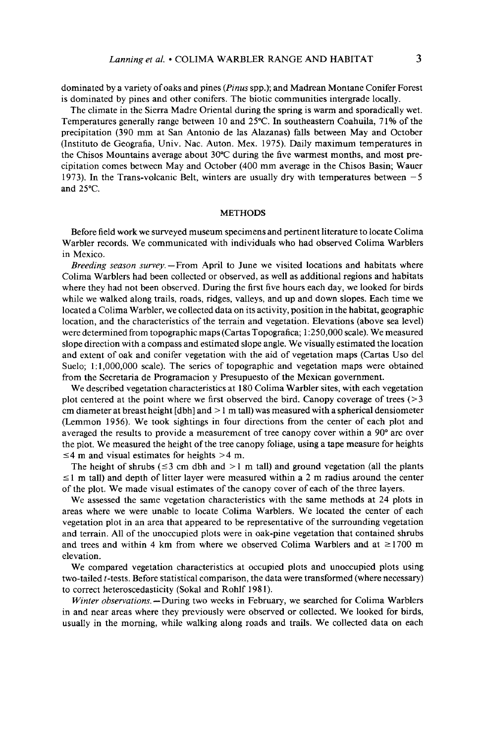dominated by a variety of oaks and pines (*Pinus* spp.); and Madrean Montane Conifer Forest is dominated by pines and other conifers. The biotic communities intergrade locally.

The climate in the Sierra Madre Oriental during the spring is warm and sporadically wet. Temperatures generally range between 10 and 25°C. In southeastern Coahuila, 71% of the precipitation (390 mm at San Antonio de las Alazanas) falls between May and October (Instituto de Geografia, Univ. Nac. Auton. Mex. 1975). Daily maximum temperatures in the Chisos Mountains average about 30°C during the five warmest months, and most precipitation comes between May and October (400 mm average in the Chisos Basin; Wauer 1973). In the Trans-volcanic Belt, winters are usually dry with temperatures between −5 and 25°C.

## METHODS

Before field work we surveyed museum specimens and pertinent literature to locate Colima Warbler records. We communicated with individuals who had observed Colima Warblers in Mexico.

*Breeding season survey.*—From April to June we visited locations and habitats where Colima Warblers had been collected or observed, as well as additional regions and habitats where they had not been observed. During the first five hours each day, we looked for birds while we walked along trails, roads, ridges, valleys, and up and down slopes. Each time we located a Colima Warbler, we collected data on its activity, position in the habitat, geographic location, and the characteristics of the terrain and vegetation. Elevations (above sea level) were determined from topographic maps (Cartas Topografica; 1:250,000 scale). We measured slope direction with a compass and estimated slope angle. We visually estimated the location and extent of oak and conifer vegetation with the aid of vegetation maps (Cartas Uso del Suelo; 1:1,000,000 scale). The series of topographic and vegetation maps were obtained from the Secretaria de Programacion y Presupuesto of the Mexican government.

We described vegetation characteristics at 180 Colima Warbler sites, with each vegetation plot centered at the point where we first observed the bird. Canopy coverage of trees (>3 cm diameter at breast height [dbh] and >1 m tall) was measured with a spherical densiometer (Lemmon 1956). We took sightings in four directions from the center of each plot and averaged the results to provide a measurement of tree canopy cover within a 90° arc over the plot. We measured the height of the tree canopy foliage, using a tape measure for heights ≤4 m and visual estimates for heights >4 m.

The height of shrubs (≤3 cm dbh and >1 m tall) and ground vegetation (all the plants ≤1 m tall) and depth of litter layer were measured within a 2 m radius around the center of the plot. We made visual estimates of the canopy cover of each of the three layers.

We assessed the same vegetation characteristics with the same methods at 24 plots in areas where we were unable to locate Colima Warblers. We located the center of each vegetation plot in an area that appeared to be representative of the surrounding vegetation and terrain. All of the unoccupied plots were in oak-pine vegetation that contained shrubs and trees and within 4 km from where we observed Colima Warblers and at ≥1700 m elevation.

We compared vegetation characteristics at occupied plots and unoccupied plots using two-tailed $t$-tests. Before statistical comparison, the data were transformed (where necessary) to correct heteroscedasticity (Sokal and Rohlf 1981).

*Winter observations.*—During two weeks in February, we searched for Colima Warblers in and near areas where they previously were observed or collected. We looked for birds, usually in the morning, while walking along roads and trails. We collected data on each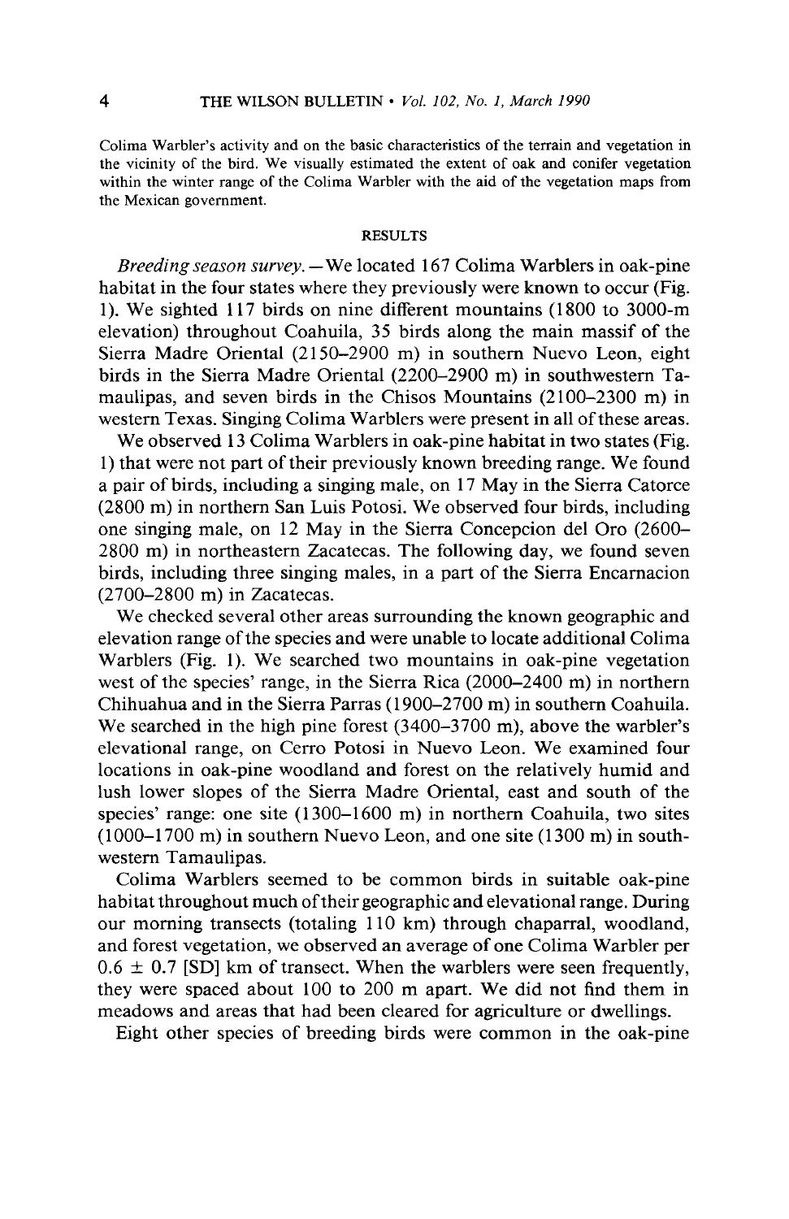Colima Warbler's activity and on the basic characteristics of the terrain and vegetation in the vicinity of the bird. We visually estimated the extent of oak and conifer vegetation within the winter range of the Colima Warbler with the aid of the vegetation maps from the Mexican government.

## RESULTS

*Breeding season survey.*—We located 167 Colima Warblers in oak-pine habitat in the four states where they previously were known to occur (Fig. 1). We sighted 117 birds on nine different mountains (1800 to 3000-m elevation) throughout Coahuila, 35 birds along the main massif of the Sierra Madre Oriental (2150–2900 m) in southern Nuevo Leon, eight birds in the Sierra Madre Oriental (2200–2900 m) in southwestern Tamaulipas, and seven birds in the Chisos Mountains (2100–2300 m) in western Texas. Singing Colima Warblers were present in all of these areas.

We observed 13 Colima Warblers in oak-pine habitat in two states (Fig. 1) that were not part of their previously known breeding range. We found a pair of birds, including a singing male, on 17 May in the Sierra Catorce (2800 m) in northern San Luis Potosi. We observed four birds, including one singing male, on 12 May in the Sierra Concepcion del Oro (2600–2800 m) in northeastern Zacatecas. The following day, we found seven birds, including three singing males, in a part of the Sierra Encarnacion (2700–2800 m) in Zacatecas.

We checked several other areas surrounding the known geographic and elevation range of the species and were unable to locate additional Colima Warblers (Fig. 1). We searched two mountains in oak-pine vegetation west of the species' range, in the Sierra Rica (2000–2400 m) in northern Chihuahua and in the Sierra Parras (1900–2700 m) in southern Coahuila. We searched in the high pine forest (3400–3700 m), above the warbler's elevational range, on Cerro Potosi in Nuevo Leon. We examined four locations in oak-pine woodland and forest on the relatively humid and lush lower slopes of the Sierra Madre Oriental, east and south of the species' range: one site (1300–1600 m) in northern Coahuila, two sites (1000–1700 m) in southern Nuevo Leon, and one site (1300 m) in southwestern Tamaulipas.

Colima Warblers seemed to be common birds in suitable oak-pine habitat throughout much of their geographic and elevational range. During our morning transects (totaling 110 km) through chaparral, woodland, and forest vegetation, we observed an average of one Colima Warbler per $0.6 \pm 0.7$ [SD] km of transect. When the warblers were seen frequently, they were spaced about 100 to 200 m apart. We did not find them in meadows and areas that had been cleared for agriculture or dwellings.

Eight other species of breeding birds were common in the oak-pine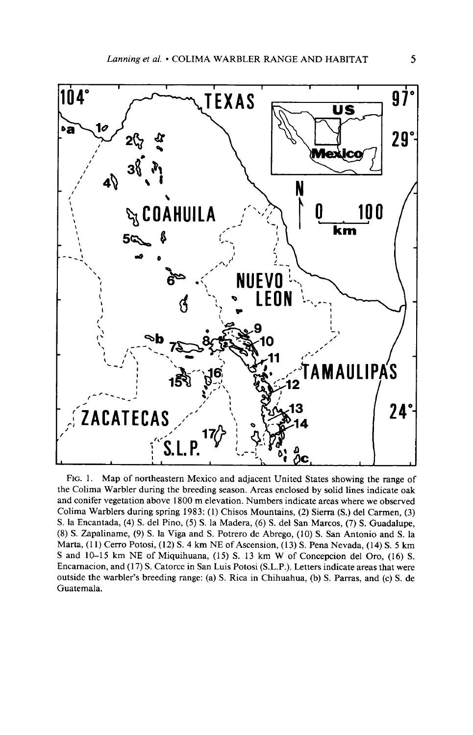104°

TEXAS

97°

29°

US

Mexico

a

1

2

3

4

N

COAHUILA

0 100

km

5

6

NUEVO

LEON

b

7

8

9

10

11

15

16

TAMAULIPAS

12

ZACATECAS

13

24°

14

17

S.L.P.

c

FIG. 1. Map of northeastern Mexico and adjacent United States showing the range of the Colima Warbler during the breeding season. Areas enclosed by solid lines indicate oak and conifer vegetation above 1800 m elevation. Numbers indicate areas where we observed Colima Warblers during spring 1983: (1) Chisos Mountains, (2) Sierra (S.) del Carmen, (3) S. la Encantada, (4) S. del Pino, (5) S. la Madera, (6) S. del San Marcos, (7) S. Guadalupe, (8) S. Zapaliname, (9) S. la Viga and S. Potrero de Abrego, (10) S. San Antonio and S. la Marta, (11) Cerro Potosi, (12) S. 4 km NE of Ascension, (13) S. Pena Nevada, (14) S. 5 km S and 10–15 km NE of Miquihuana, (15) S. 13 km W of Concepcion del Oro, (16) S. Encarnacion, and (17) S. Catorce in San Luis Potosi (S.L.P.). Letters indicate areas that were outside the warbler's breeding range: (a) S. Rica in Chihuahua, (b) S. Parras, and (c) S. de Guatemala.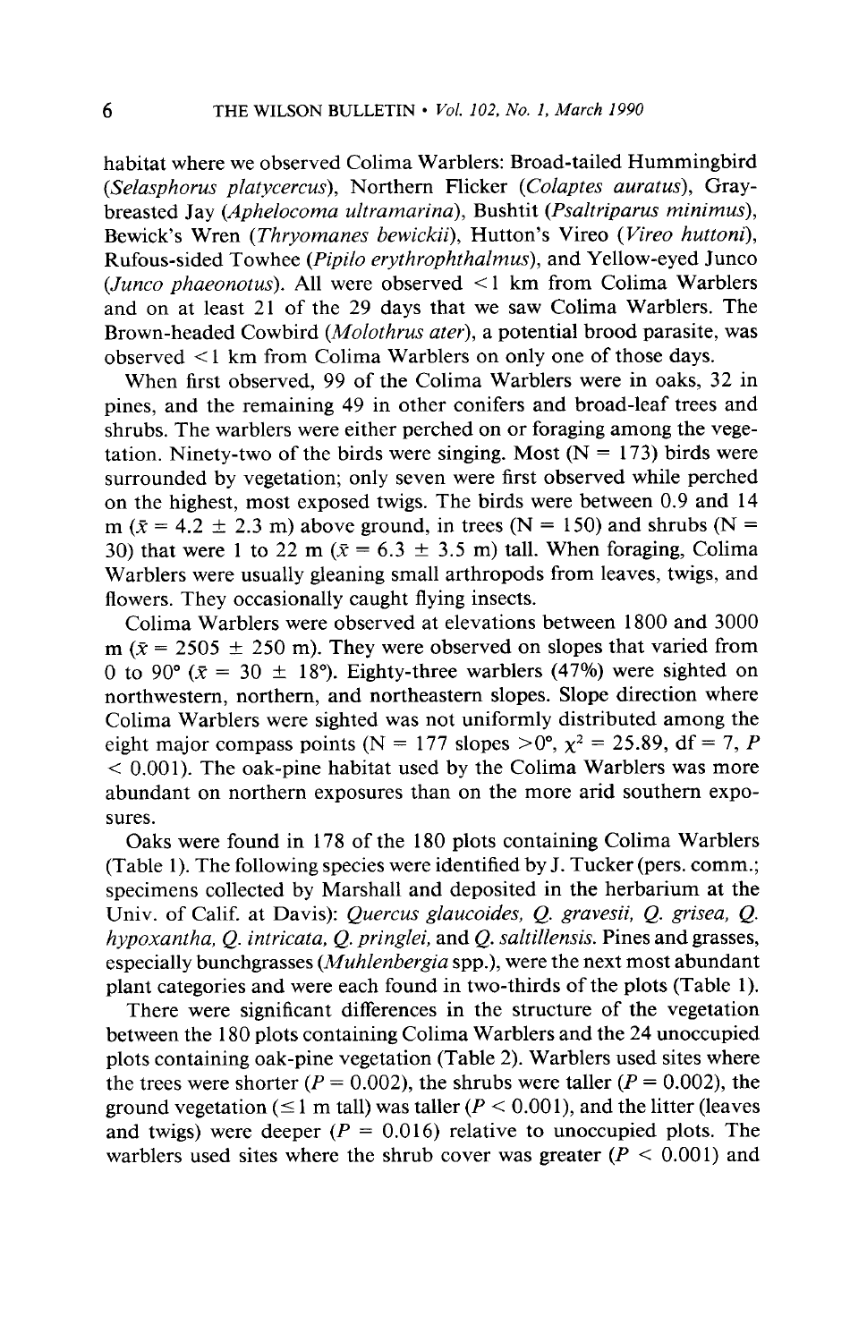habitat where we observed Colima Warblers: Broad-tailed Hummingbird (*Selasphorus platycercus*), Northern Flicker (*Colaptes auratus*), Gray-breasted Jay (*Aphelocoma ultramarina*), Bushtit (*Psaltriparus minimus*), Bewick's Wren (*Thryomanes bewickii*), Hutton's Vireo (*Vireo huttoni*), Rufous-sided Towhee (*Pipilo erythrophthalmus*), and Yellow-eyed Junco (*Junco phaeonotus*). All were observed <1 km from Colima Warblers and on at least 21 of the 29 days that we saw Colima Warblers. The Brown-headed Cowbird (*Molothrus ater*), a potential brood parasite, was observed <1 km from Colima Warblers on only one of those days.

When first observed, 99 of the Colima Warblers were in oaks, 32 in pines, and the remaining 49 in other conifers and broad-leaf trees and shrubs. The warblers were either perched on or foraging among the vegetation. Ninety-two of the birds were singing. Most (N = 173) birds were surrounded by vegetation; only seven were first observed while perched on the highest, most exposed twigs. The birds were between 0.9 and 14 m ($\bar{x}$ = 4.2 ± 2.3 m) above ground, in trees (N = 150) and shrubs (N = 30) that were 1 to 22 m ($\bar{x}$ = 6.3 ± 3.5 m) tall. When foraging, Colima Warblers were usually gleaning small arthropods from leaves, twigs, and flowers. They occasionally caught flying insects.

Colima Warblers were observed at elevations between 1800 and 3000 m ($\bar{x}$ = 2505 ± 250 m). They were observed on slopes that varied from 0 to 90° ($\bar{x}$ = 30 ± 18°). Eighty-three warblers (47%) were sighted on northwestern, northern, and northeastern slopes. Slope direction where Colima Warblers were sighted was not uniformly distributed among the eight major compass points (N = 177 slopes >0°, $\chi^2$ = 25.89, df = 7, $P$ < 0.001). The oak-pine habitat used by the Colima Warblers was more abundant on northern exposures than on the more arid southern exposures.

Oaks were found in 178 of the 180 plots containing Colima Warblers (Table 1). The following species were identified by J. Tucker (pers. comm.; specimens collected by Marshall and deposited in the herbarium at the Univ. of Calif. at Davis): *Quercus glaucoides, Q. gravesii, Q. grisea, Q. hypoxantha, Q. intricata, Q. pringlei,* and *Q. saltillensis*. Pines and grasses, especially bunchgrasses (*Muhlenbergia* spp.), were the next most abundant plant categories and were each found in two-thirds of the plots (Table 1).

There were significant differences in the structure of the vegetation between the 180 plots containing Colima Warblers and the 24 unoccupied plots containing oak-pine vegetation (Table 2). Warblers used sites where the trees were shorter ($P$ = 0.002), the shrubs were taller ($P$ = 0.002), the ground vegetation (≤1 m tall) was taller ($P$ < 0.001), and the litter (leaves and twigs) were deeper ($P$ = 0.016) relative to unoccupied plots. The warblers used sites where the shrub cover was greater ($P$ < 0.001) and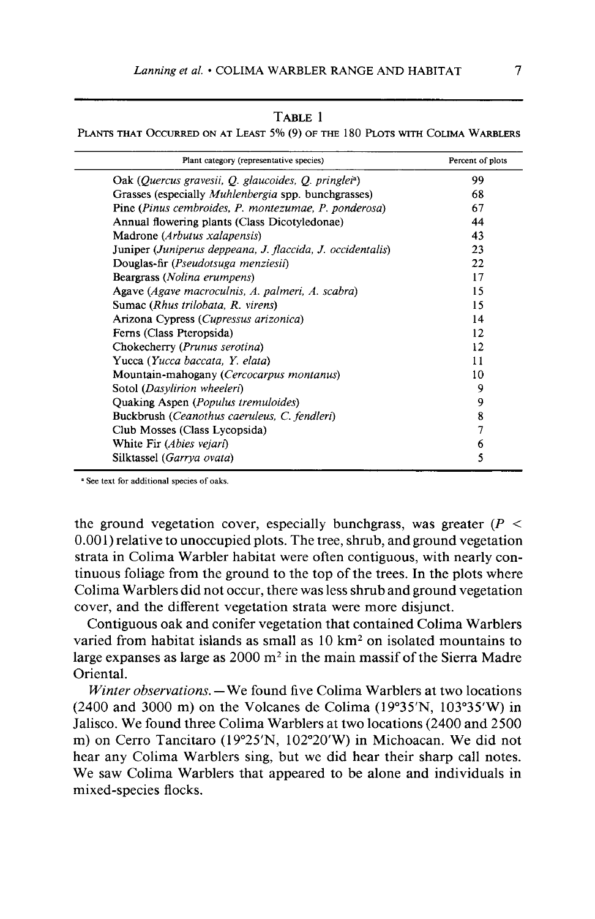TABLE 1

PLANTS THAT OCCURRED ON AT LEAST 5% (9) OF THE 180 PLOTS WITH COLIMA WARBLERS

| Plant category (representative species) | Percent of plots |
|---|---|
| Oak (*Quercus gravesii, Q. glaucoides, Q. pringlei*[a]) | 99 |
| Grasses (especially *Muhlenbergia* spp. bunchgrasses) | 68 |
| Pine (*Pinus cembroides, P. montezumae, P. ponderosa*) | 67 |
| Annual flowering plants (Class Dicotyledonae) | 44 |
| Madrone (*Arbutus xalapensis*) | 43 |
| Juniper (*Juniperus deppeana, J. flaccida, J. occidentalis*) | 23 |
| Douglas-fir (*Pseudotsuga menziesii*) | 22 |
| Beargrass (*Nolina erumpens*) | 17 |
| Agave (*Agave macroculnis, A. palmeri, A. scabra*) | 15 |
| Sumac (*Rhus trilobata, R. virens*) | 15 |
| Arizona Cypress (*Cupressus arizonica*) | 14 |
| Ferns (Class Pteropsida) | 12 |
| Chokecherry (*Prunus serotina*) | 12 |
| Yucca (*Yucca baccata, Y. elata*) | 11 |
| Mountain-mahogany (*Cercocarpus montanus*) | 10 |
| Sotol (*Dasylirion wheeleri*) | 9 |
| Quaking Aspen (*Populus tremuloides*) | 9 |
| Buckbrush (*Ceanothus caeruleus, C. fendleri*) | 8 |
| Club Mosses (Class Lycopsida) | 7 |
| White Fir (*Abies vejari*) | 6 |
| Silktassel (*Garrya ovata*) | 5 |

[a] See text for additional species of oaks.

the ground vegetation cover, especially bunchgrass, was greater ($P < 0.001$) relative to unoccupied plots. The tree, shrub, and ground vegetation strata in Colima Warbler habitat were often contiguous, with nearly continuous foliage from the ground to the top of the trees. In the plots where Colima Warblers did not occur, there was less shrub and ground vegetation cover, and the different vegetation strata were more disjunct.

Contiguous oak and conifer vegetation that contained Colima Warblers varied from habitat islands as small as 10 $km^2$ on isolated mountains to large expanses as large as 2000 $m^2$ in the main massif of the Sierra Madre Oriental.

*Winter observations.*—We found five Colima Warblers at two locations (2400 and 3000 m) on the Volcanes de Colima (19°35′N, 103°35′W) in Jalisco. We found three Colima Warblers at two locations (2400 and 2500 m) on Cerro Tancitaro (19°25′N, 102°20′W) in Michoacan. We did not hear any Colima Warblers sing, but we did hear their sharp call notes. We saw Colima Warblers that appeared to be alone and individuals in mixed-species flocks.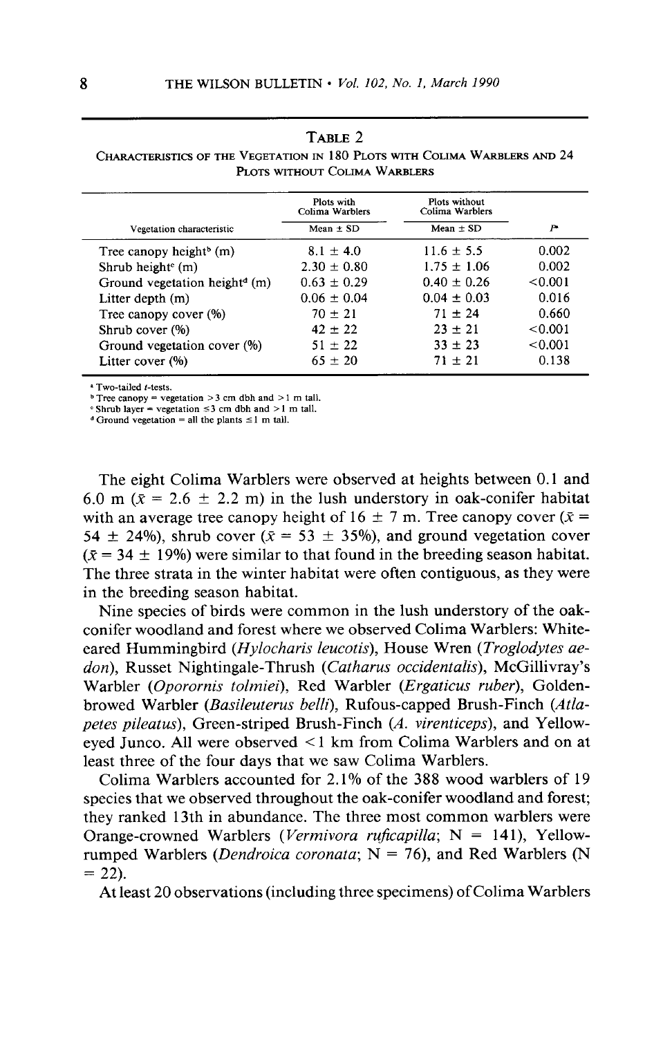TABLE 2

CHARACTERISTICS OF THE VEGETATION IN 180 PLOTS WITH COLIMA WARBLERS AND 24 PLOTS WITHOUT COLIMA WARBLERS

| | Plots with Colima Warblers | Plots without Colima Warblers | |
|---|---|---|---|
| Vegetation characteristic | Mean ± SD | Mean ± SD | $P^{a}$ |
| Tree canopy height[b] (m) | 8.1 ± 4.0 | 11.6 ± 5.5 | 0.002 |
| Shrub height[c] (m) | 2.30 ± 0.80 | 1.75 ± 1.06 | 0.002 |
| Ground vegetation height[d] (m) | 0.63 ± 0.29 | 0.40 ± 0.26 | <0.001 |
| Litter depth (m) | 0.06 ± 0.04 | 0.04 ± 0.03 | 0.016 |
| Tree canopy cover (%) | 70 ± 21 | 71 ± 24 | 0.660 |
| Shrub cover (%) | 42 ± 22 | 23 ± 21 | <0.001 |
| Ground vegetation cover (%) | 51 ± 22 | 33 ± 23 | <0.001 |
| Litter cover (%) | 65 ± 20 | 71 ± 21 | 0.138 |

[a] Two-tailed *t*-tests.
[b] Tree canopy = vegetation >3 cm dbh and >1 m tall.
[c] Shrub layer = vegetation ≤3 cm dbh and >1 m tall.
[d] Ground vegetation = all the plants ≤1 m tall.

The eight Colima Warblers were observed at heights between 0.1 and 6.0 m ($\bar{x}$ = 2.6 ± 2.2 m) in the lush understory in oak-conifer habitat with an average tree canopy height of 16 ± 7 m. Tree canopy cover ($\bar{x}$ = 54 ± 24%), shrub cover ($\bar{x}$ = 53 ± 35%), and ground vegetation cover ($\bar{x}$ = 34 ± 19%) were similar to that found in the breeding season habitat. The three strata in the winter habitat were often contiguous, as they were in the breeding season habitat.

Nine species of birds were common in the lush understory of the oak-conifer woodland and forest where we observed Colima Warblers: White-eared Hummingbird (*Hylocharis leucotis*), House Wren (*Troglodytes aedon*), Russet Nightingale-Thrush (*Catharus occidentalis*), McGillivray's Warbler (*Oporornis tolmiei*), Red Warbler (*Ergaticus ruber*), Golden-browed Warbler (*Basileuterus belli*), Rufous-capped Brush-Finch (*Atlapetes pileatus*), Green-striped Brush-Finch (*A. virenticeps*), and Yellow-eyed Junco. All were observed <1 km from Colima Warblers and on at least three of the four days that we saw Colima Warblers.

Colima Warblers accounted for 2.1% of the 388 wood warblers of 19 species that we observed throughout the oak-conifer woodland and forest; they ranked 13th in abundance. The three most common warblers were Orange-crowned Warblers (*Vermivora ruficapilla*; N = 141), Yellow-rumped Warblers (*Dendroica coronata*; N = 76), and Red Warblers (N = 22).

At least 20 observations (including three specimens) of Colima Warblers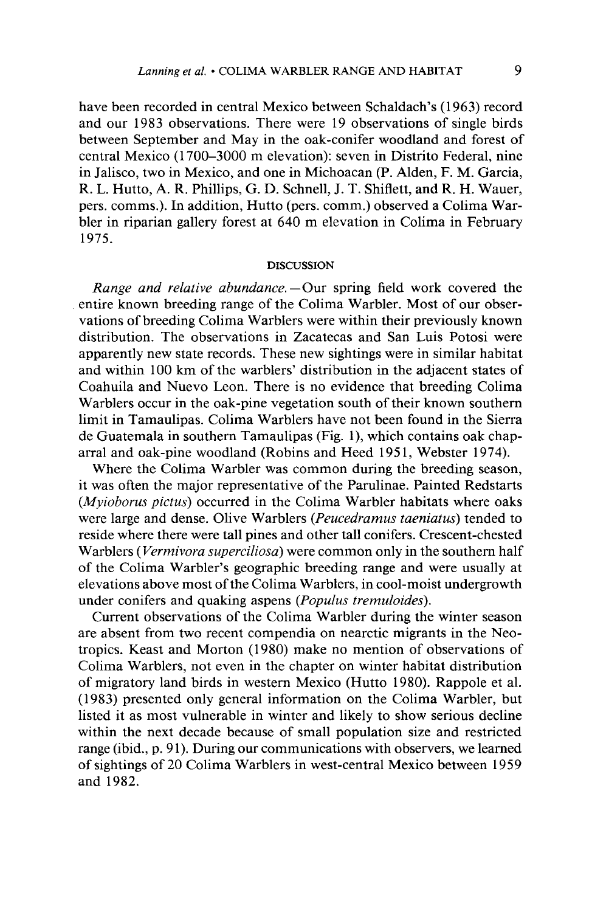have been recorded in central Mexico between Schaldach's (1963) record and our 1983 observations. There were 19 observations of single birds between September and May in the oak-conifer woodland and forest of central Mexico (1700–3000 m elevation): seven in Distrito Federal, nine in Jalisco, two in Mexico, and one in Michoacan (P. Alden, F. M. Garcia, R. L. Hutto, A. R. Phillips, G. D. Schnell, J. T. Shiflett, and R. H. Wauer, pers. comms.). In addition, Hutto (pers. comm.) observed a Colima Warbler in riparian gallery forest at 640 m elevation in Colima in February 1975.

## DISCUSSION

*Range and relative abundance.*—Our spring field work covered the entire known breeding range of the Colima Warbler. Most of our observations of breeding Colima Warblers were within their previously known distribution. The observations in Zacatecas and San Luis Potosi were apparently new state records. These new sightings were in similar habitat and within 100 km of the warblers' distribution in the adjacent states of Coahuila and Nuevo Leon. There is no evidence that breeding Colima Warblers occur in the oak-pine vegetation south of their known southern limit in Tamaulipas. Colima Warblers have not been found in the Sierra de Guatemala in southern Tamaulipas (Fig. 1), which contains oak chaparral and oak-pine woodland (Robins and Heed 1951, Webster 1974).

Where the Colima Warbler was common during the breeding season, it was often the major representative of the Parulinae. Painted Redstarts (*Myioborus pictus*) occurred in the Colima Warbler habitats where oaks were large and dense. Olive Warblers (*Peucedramus taeniatus*) tended to reside where there were tall pines and other tall conifers. Crescent-chested Warblers (*Vermivora superciliosa*) were common only in the southern half of the Colima Warbler's geographic breeding range and were usually at elevations above most of the Colima Warblers, in cool-moist undergrowth under conifers and quaking aspens (*Populus tremuloides*).

Current observations of the Colima Warbler during the winter season are absent from two recent compendia on nearctic migrants in the Neotropics. Keast and Morton (1980) make no mention of observations of Colima Warblers, not even in the chapter on winter habitat distribution of migratory land birds in western Mexico (Hutto 1980). Rappole et al. (1983) presented only general information on the Colima Warbler, but listed it as most vulnerable in winter and likely to show serious decline within the next decade because of small population size and restricted range (ibid., p. 91). During our communications with observers, we learned of sightings of 20 Colima Warblers in west-central Mexico between 1959 and 1982.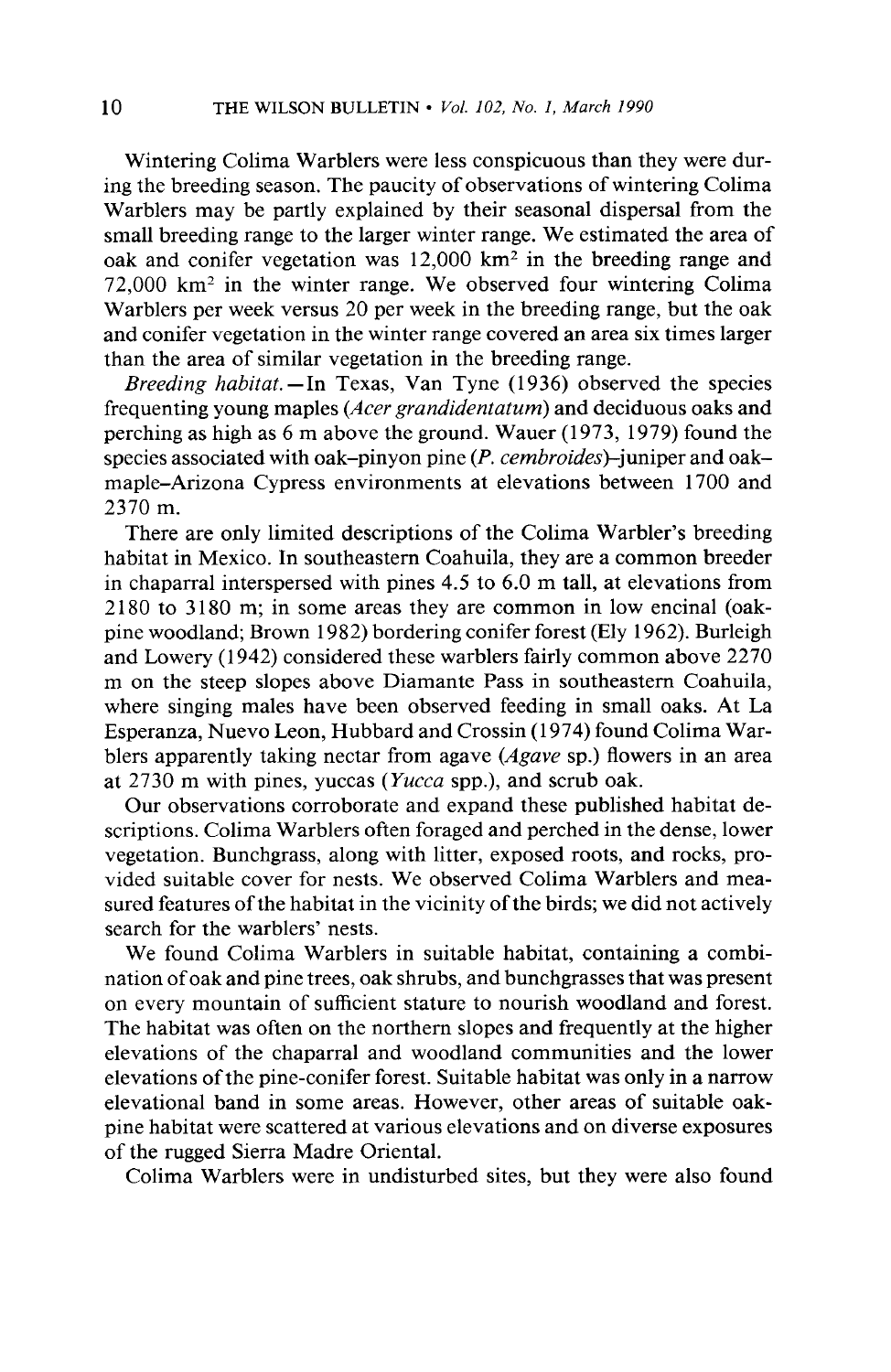Wintering Colima Warblers were less conspicuous than they were during the breeding season. The paucity of observations of wintering Colima Warblers may be partly explained by their seasonal dispersal from the small breeding range to the larger winter range. We estimated the area of oak and conifer vegetation was 12,000 $km^2$ in the breeding range and 72,000 $km^2$ in the winter range. We observed four wintering Colima Warblers per week versus 20 per week in the breeding range, but the oak and conifer vegetation in the winter range covered an area six times larger than the area of similar vegetation in the breeding range.

*Breeding habitat.*—In Texas, Van Tyne (1936) observed the species frequenting young maples (*Acer grandidentatum*) and deciduous oaks and perching as high as 6 m above the ground. Wauer (1973, 1979) found the species associated with oak–pinyon pine (*P. cembroides*)–juniper and oak–maple–Arizona Cypress environments at elevations between 1700 and 2370 m.

There are only limited descriptions of the Colima Warbler's breeding habitat in Mexico. In southeastern Coahuila, they are a common breeder in chaparral interspersed with pines 4.5 to 6.0 m tall, at elevations from 2180 to 3180 m; in some areas they are common in low encinal (oak-pine woodland; Brown 1982) bordering conifer forest (Ely 1962). Burleigh and Lowery (1942) considered these warblers fairly common above 2270 m on the steep slopes above Diamante Pass in southeastern Coahuila, where singing males have been observed feeding in small oaks. At La Esperanza, Nuevo Leon, Hubbard and Crossin (1974) found Colima Warblers apparently taking nectar from agave (*Agave* sp.) flowers in an area at 2730 m with pines, yuccas (*Yucca* spp.), and scrub oak.

Our observations corroborate and expand these published habitat descriptions. Colima Warblers often foraged and perched in the dense, lower vegetation. Bunchgrass, along with litter, exposed roots, and rocks, provided suitable cover for nests. We observed Colima Warblers and measured features of the habitat in the vicinity of the birds; we did not actively search for the warblers' nests.

We found Colima Warblers in suitable habitat, containing a combination of oak and pine trees, oak shrubs, and bunchgrasses that was present on every mountain of sufficient stature to nourish woodland and forest. The habitat was often on the northern slopes and frequently at the higher elevations of the chaparral and woodland communities and the lower elevations of the pine-conifer forest. Suitable habitat was only in a narrow elevational band in some areas. However, other areas of suitable oak-pine habitat were scattered at various elevations and on diverse exposures of the rugged Sierra Madre Oriental.

Colima Warblers were in undisturbed sites, but they were also found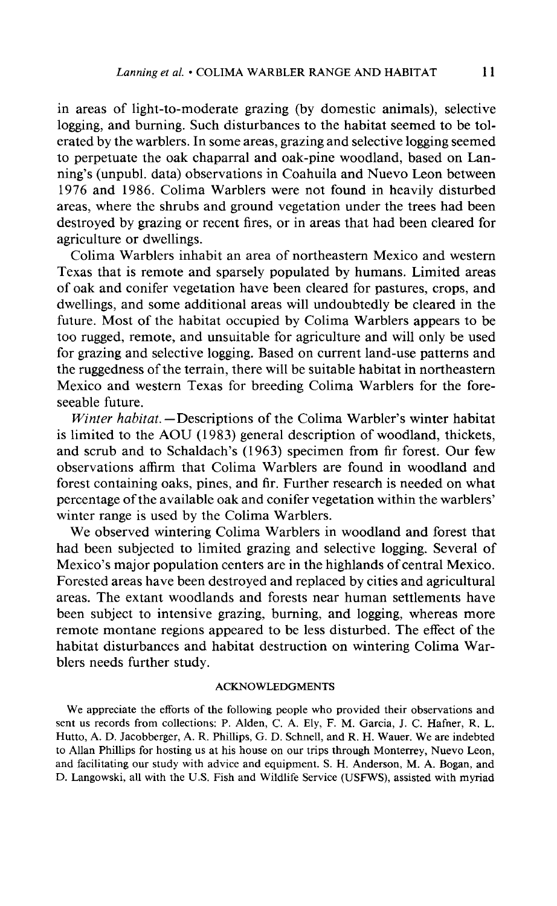in areas of light-to-moderate grazing (by domestic animals), selective logging, and burning. Such disturbances to the habitat seemed to be tolerated by the warblers. In some areas, grazing and selective logging seemed to perpetuate the oak chaparral and oak-pine woodland, based on Lanning's (unpubl. data) observations in Coahuila and Nuevo Leon between 1976 and 1986. Colima Warblers were not found in heavily disturbed areas, where the shrubs and ground vegetation under the trees had been destroyed by grazing or recent fires, or in areas that had been cleared for agriculture or dwellings.

Colima Warblers inhabit an area of northeastern Mexico and western Texas that is remote and sparsely populated by humans. Limited areas of oak and conifer vegetation have been cleared for pastures, crops, and dwellings, and some additional areas will undoubtedly be cleared in the future. Most of the habitat occupied by Colima Warblers appears to be too rugged, remote, and unsuitable for agriculture and will only be used for grazing and selective logging. Based on current land-use patterns and the ruggedness of the terrain, there will be suitable habitat in northeastern Mexico and western Texas for breeding Colima Warblers for the foreseeable future.

*Winter habitat.*—Descriptions of the Colima Warbler's winter habitat is limited to the AOU (1983) general description of woodland, thickets, and scrub and to Schaldach's (1963) specimen from fir forest. Our few observations affirm that Colima Warblers are found in woodland and forest containing oaks, pines, and fir. Further research is needed on what percentage of the available oak and conifer vegetation within the warblers' winter range is used by the Colima Warblers.

We observed wintering Colima Warblers in woodland and forest that had been subjected to limited grazing and selective logging. Several of Mexico's major population centers are in the highlands of central Mexico. Forested areas have been destroyed and replaced by cities and agricultural areas. The extant woodlands and forests near human settlements have been subject to intensive grazing, burning, and logging, whereas more remote montane regions appeared to be less disturbed. The effect of the habitat disturbances and habitat destruction on wintering Colima Warblers needs further study.

## ACKNOWLEDGMENTS

We appreciate the efforts of the following people who provided their observations and sent us records from collections: P. Alden, C. A. Ely, F. M. Garcia, J. C. Hafner, R. L. Hutto, A. D. Jacobberger, A. R. Phillips, G. D. Schnell, and R. H. Wauer. We are indebted to Allan Phillips for hosting us at his house on our trips through Monterrey, Nuevo Leon, and facilitating our study with advice and equipment. S. H. Anderson, M. A. Bogan, and D. Langowski, all with the U.S. Fish and Wildlife Service (USFWS), assisted with myriad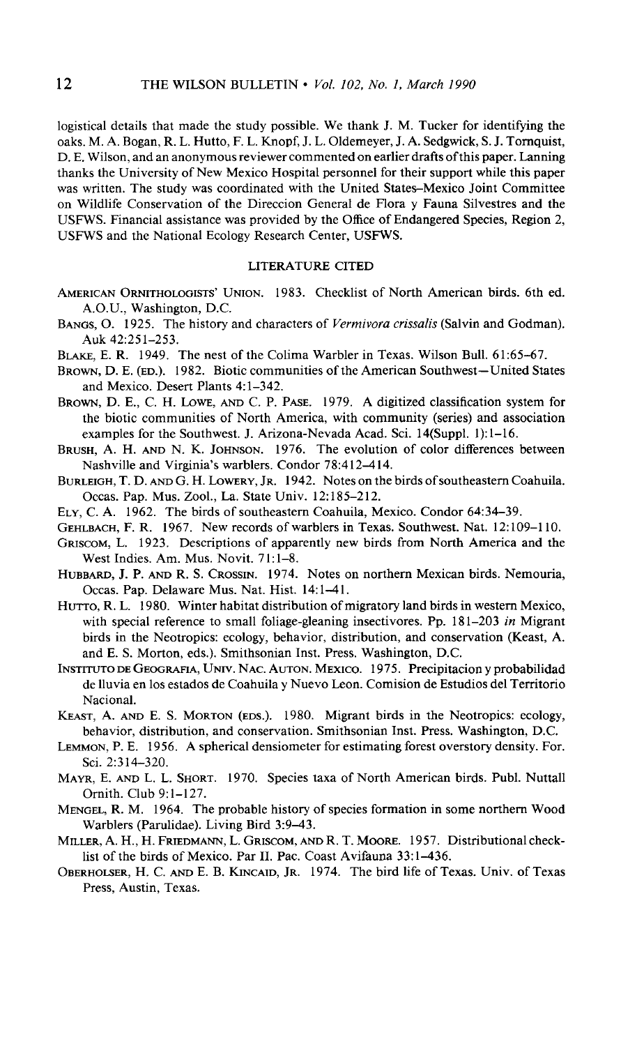logistical details that made the study possible. We thank J. M. Tucker for identifying the oaks. M. A. Bogan, R. L. Hutto, F. L. Knopf, J. L. Oldemeyer, J. A. Sedgwick, S. J. Tornquist, D. E. Wilson, and an anonymous reviewer commented on earlier drafts of this paper. Lanning thanks the University of New Mexico Hospital personnel for their support while this paper was written. The study was coordinated with the United States–Mexico Joint Committee on Wildlife Conservation of the Direccion General de Flora y Fauna Silvestres and the USFWS. Financial assistance was provided by the Office of Endangered Species, Region 2, USFWS and the National Ecology Research Center, USFWS.

## LITERATURE CITED

American Ornithologists' Union. 1983. Checklist of North American birds. 6th ed. A.O.U., Washington, D.C.

Bangs, O. 1925. The history and characters of *Vermivora crissalis* (Salvin and Godman). Auk 42:251–253.

Blake, E. R. 1949. The nest of the Colima Warbler in Texas. Wilson Bull. 61:65–67.

Brown, D. E. (ed.). 1982. Biotic communities of the American Southwest—United States and Mexico. Desert Plants 4:1–342.

Brown, D. E., C. H. Lowe, and C. P. Pase. 1979. A digitized classification system for the biotic communities of North America, with community (series) and association examples for the Southwest. J. Arizona-Nevada Acad. Sci. 14(Suppl. 1):1–16.

Brush, A. H. and N. K. Johnson. 1976. The evolution of color differences between Nashville and Virginia's warblers. Condor 78:412–414.

Burleigh, T. D. and G. H. Lowery, Jr. 1942. Notes on the birds of southeastern Coahuila. Occas. Pap. Mus. Zool., La. State Univ. 12:185–212.

Ely, C. A. 1962. The birds of southeastern Coahuila, Mexico. Condor 64:34–39.

Gehlbach, F. R. 1967. New records of warblers in Texas. Southwest. Nat. 12:109–110.

Griscom, L. 1923. Descriptions of apparently new birds from North America and the West Indies. Am. Mus. Novit. 71:1–8.

Hubbard, J. P. and R. S. Crossin. 1974. Notes on northern Mexican birds. Nemouria, Occas. Pap. Delaware Mus. Nat. Hist. 14:1–41.

Hutto, R. L. 1980. Winter habitat distribution of migratory land birds in western Mexico, with special reference to small foliage-gleaning insectivores. Pp. 181–203 *in* Migrant birds in the Neotropics: ecology, behavior, distribution, and conservation (Keast, A. and E. S. Morton, eds.). Smithsonian Inst. Press. Washington, D.C.

Instituto de Geografia, Univ. Nac. Auton. Mexico. 1975. Precipitacion y probabilidad de lluvia en los estados de Coahuila y Nuevo Leon. Comision de Estudios del Territorio Nacional.

Keast, A. and E. S. Morton (eds.). 1980. Migrant birds in the Neotropics: ecology, behavior, distribution, and conservation. Smithsonian Inst. Press. Washington, D.C.

Lemmon, P. E. 1956. A spherical densiometer for estimating forest overstory density. For. Sci. 2:314–320.

Mayr, E. and L. L. Short. 1970. Species taxa of North American birds. Publ. Nuttall Ornith. Club 9:1–127.

Mengel, R. M. 1964. The probable history of species formation in some northern Wood Warblers (Parulidae). Living Bird 3:9–43.

Miller, A. H., H. Friedmann, L. Griscom, and R. T. Moore. 1957. Distributional check-list of the birds of Mexico. Par II. Pac. Coast Avifauna 33:1–436.

Oberholser, H. C. and E. B. Kincaid, Jr. 1974. The bird life of Texas. Univ. of Texas Press, Austin, Texas.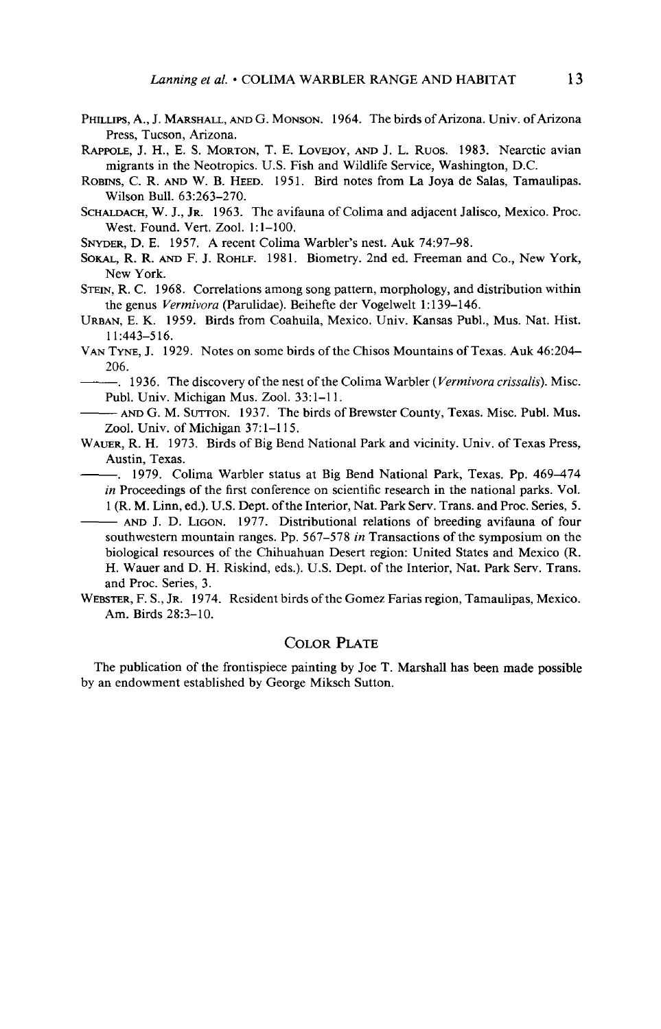PHILLIPS, A., J. MARSHALL, AND G. MONSON. 1964. The birds of Arizona. Univ. of Arizona Press, Tucson, Arizona.

RAPPOLE, J. H., E. S. MORTON, T. E. LOVEJOY, AND J. L. RUOS. 1983. Nearctic avian migrants in the Neotropics. U.S. Fish and Wildlife Service, Washington, D.C.

ROBINS, C. R. AND W. B. HEED. 1951. Bird notes from La Joya de Salas, Tamaulipas. Wilson Bull. 63:263–270.

SCHALDACH, W. J., JR. 1963. The avifauna of Colima and adjacent Jalisco, Mexico. Proc. West. Found. Vert. Zool. 1:1–100.

SNYDER, D. E. 1957. A recent Colima Warbler's nest. Auk 74:97–98.

SOKAL, R. R. AND F. J. ROHLF. 1981. Biometry. 2nd ed. Freeman and Co., New York, New York.

STEIN, R. C. 1968. Correlations among song pattern, morphology, and distribution within the genus *Vermivora* (Parulidae). Beihefte der Vogelwelt 1:139–146.

URBAN, E. K. 1959. Birds from Coahuila, Mexico. Univ. Kansas Publ., Mus. Nat. Hist. 11:443–516.

VAN TYNE, J. 1929. Notes on some birds of the Chisos Mountains of Texas. Auk 46:204–206.

———. 1936. The discovery of the nest of the Colima Warbler (*Vermivora crissalis*). Misc. Publ. Univ. Michigan Mus. Zool. 33:1–11.

——— AND G. M. SUTTON. 1937. The birds of Brewster County, Texas. Misc. Publ. Mus. Zool. Univ. of Michigan 37:1–115.

WAUER, R. H. 1973. Birds of Big Bend National Park and vicinity. Univ. of Texas Press, Austin, Texas.

———. 1979. Colima Warbler status at Big Bend National Park, Texas. Pp. 469–474 *in* Proceedings of the first conference on scientific research in the national parks. Vol. 1 (R. M. Linn, ed.). U.S. Dept. of the Interior, Nat. Park Serv. Trans. and Proc. Series, 5.

——— AND J. D. LIGON. 1977. Distributional relations of breeding avifauna of four southwestern mountain ranges. Pp. 567–578 *in* Transactions of the symposium on the biological resources of the Chihuahuan Desert region: United States and Mexico (R. H. Wauer and D. H. Riskind, eds.). U.S. Dept. of the Interior, Nat. Park Serv. Trans. and Proc. Series, 3.

WEBSTER, F. S., JR. 1974. Resident birds of the Gomez Farias region, Tamaulipas, Mexico. Am. Birds 28:3–10.

## COLOR PLATE

The publication of the frontispiece painting by Joe T. Marshall has been made possible by an endowment established by George Miksch Sutton.